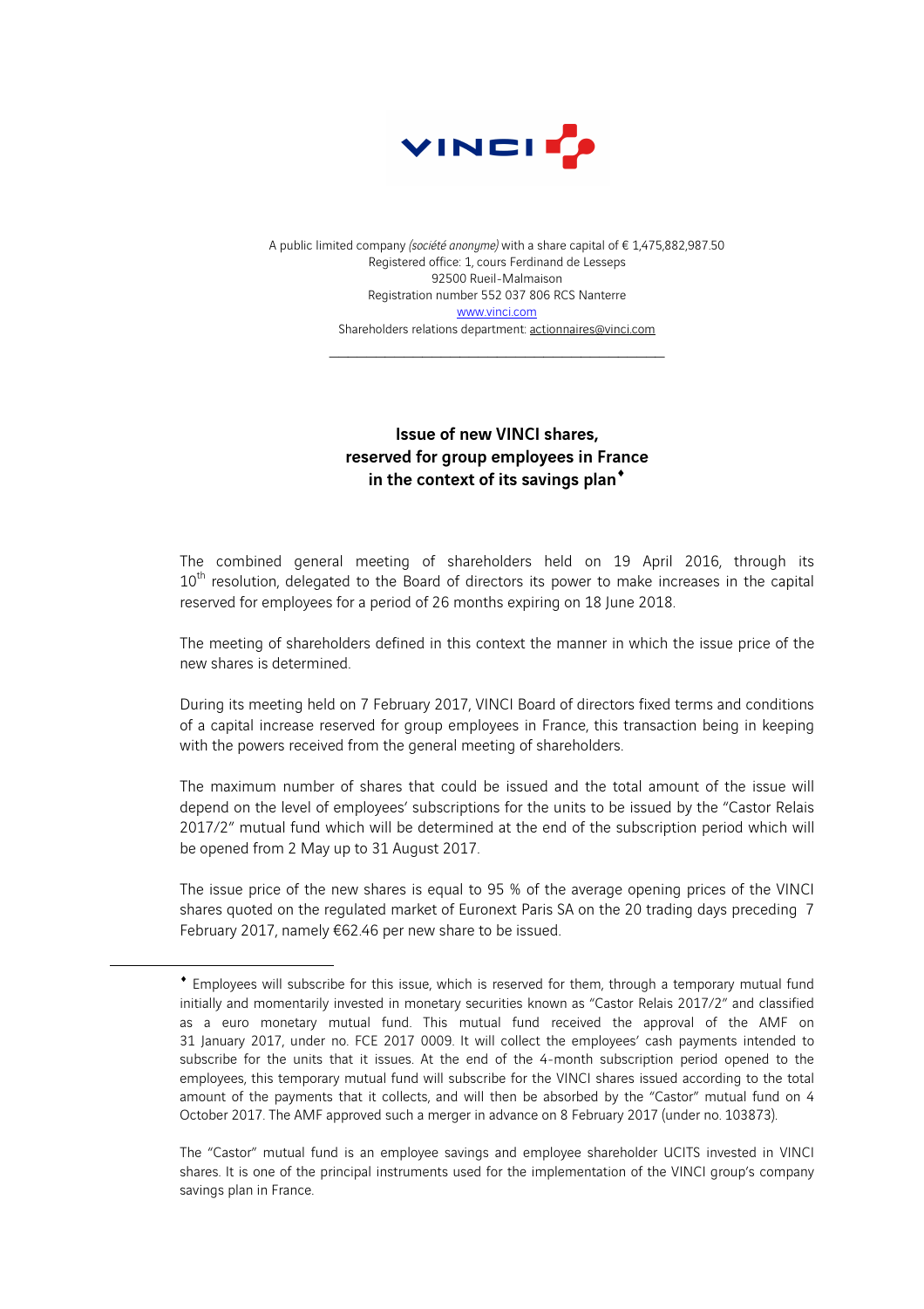A public limited company *(société anonyme)* with a share capital of € 1,475,882,987.50
Registered office: 1, cours Ferdinand de Lesseps
92500 Rueil-Malmaison
Registration number 552 037 806 RCS Nanterre
www.vinci.com
Shareholders relations department: actionnaires@vinci.com

---

# Issue of new VINCI shares, reserved for group employees in France in the context of its savings plan♦

The combined general meeting of shareholders held on 19 April 2016, through its 10th resolution, delegated to the Board of directors its power to make increases in the capital reserved for employees for a period of 26 months expiring on 18 June 2018.

The meeting of shareholders defined in this context the manner in which the issue price of the new shares is determined.

During its meeting held on 7 February 2017, VINCI Board of directors fixed terms and conditions of a capital increase reserved for group employees in France, this transaction being in keeping with the powers received from the general meeting of shareholders.

The maximum number of shares that could be issued and the total amount of the issue will depend on the level of employees' subscriptions for the units to be issued by the "Castor Relais 2017/2" mutual fund which will be determined at the end of the subscription period which will be opened from 2 May up to 31 August 2017.

The issue price of the new shares is equal to 95 % of the average opening prices of the VINCI shares quoted on the regulated market of Euronext Paris SA on the 20 trading days preceding 7 February 2017, namely €62.46 per new share to be issued.

---

♦ Employees will subscribe for this issue, which is reserved for them, through a temporary mutual fund initially and momentarily invested in monetary securities known as "Castor Relais 2017/2" and classified as a euro monetary mutual fund. This mutual fund received the approval of the AMF on 31 January 2017, under no. FCE 2017 0009. It will collect the employees' cash payments intended to subscribe for the units that it issues. At the end of the 4-month subscription period opened to the employees, this temporary mutual fund will subscribe for the VINCI shares issued according to the total amount of the payments that it collects, and will then be absorbed by the "Castor" mutual fund on 4 October 2017. The AMF approved such a merger in advance on 8 February 2017 (under no. 103873).

The "Castor" mutual fund is an employee savings and employee shareholder UCITS invested in VINCI shares. It is one of the principal instruments used for the implementation of the VINCI group's company savings plan in France.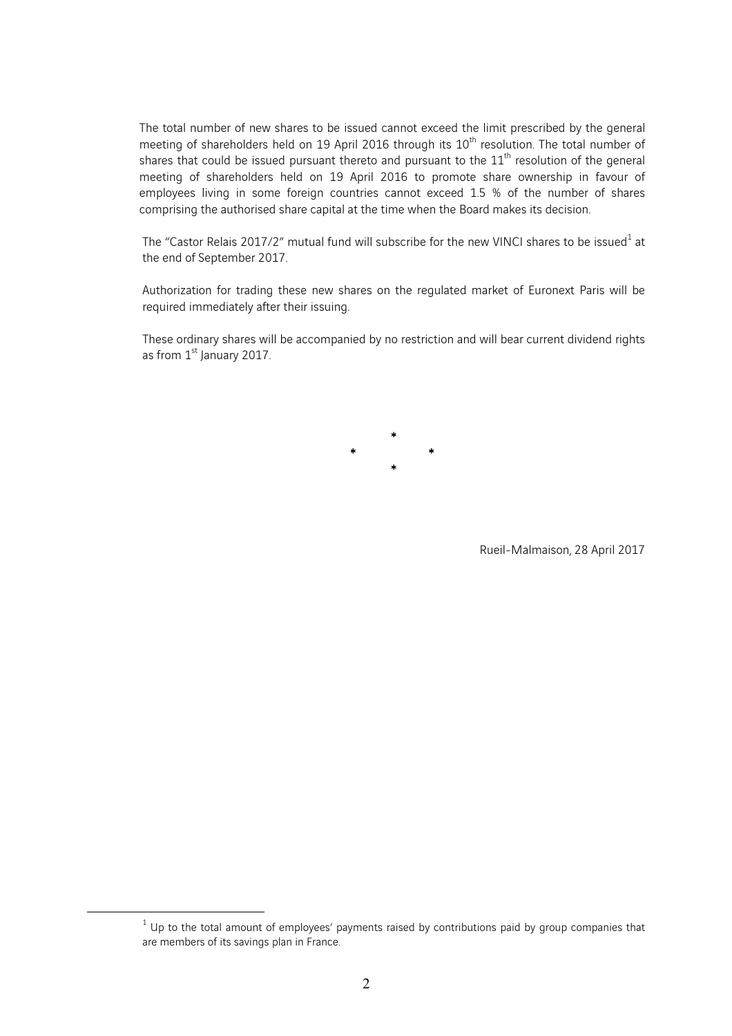The total number of new shares to be issued cannot exceed the limit prescribed by the general meeting of shareholders held on 19 April 2016 through its 10th resolution. The total number of shares that could be issued pursuant thereto and pursuant to the 11th resolution of the general meeting of shareholders held on 19 April 2016 to promote share ownership in favour of employees living in some foreign countries cannot exceed 1.5 % of the number of shares comprising the authorised share capital at the time when the Board makes its decision.

The "Castor Relais 2017/2" mutual fund will subscribe for the new VINCI shares to be issued[1] at the end of September 2017.

Authorization for trading these new shares on the regulated market of Euronext Paris will be required immediately after their issuing.

These ordinary shares will be accompanied by no restriction and will bear current dividend rights as from 1st January 2017.

*

\*   *

*

Rueil-Malmaison, 28 April 2017

[1] Up to the total amount of employees' payments raised by contributions paid by group companies that are members of its savings plan in France.